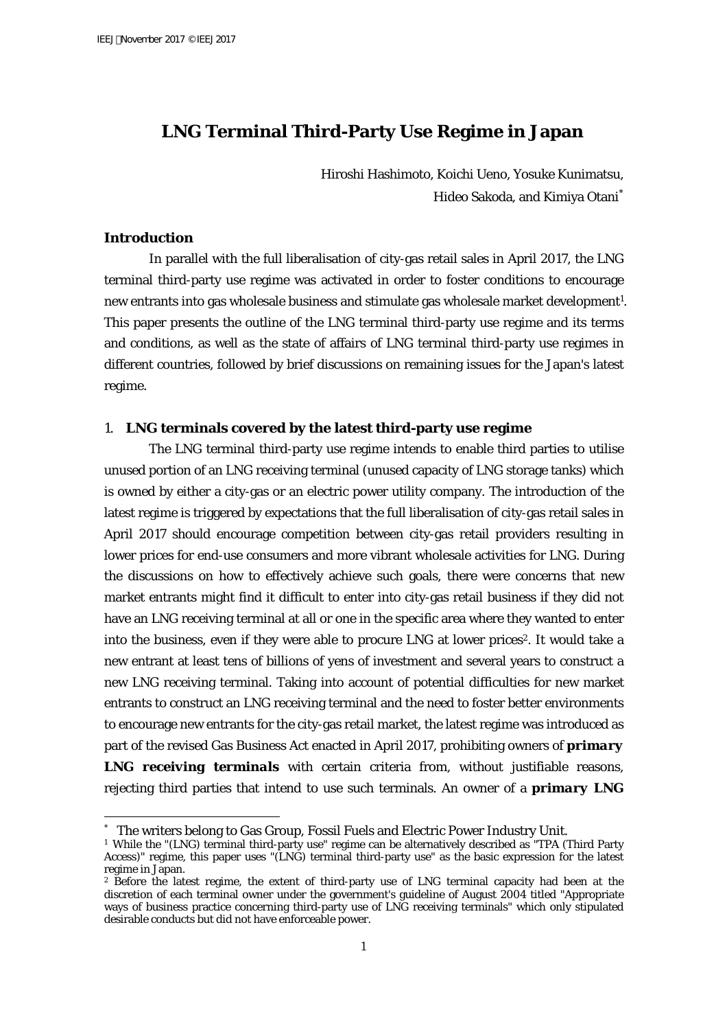# LNG Terminal Third-Party Use Regime in Japan

Hiroshi Hashimoto, Koichi Ueno, Yosuke Kunimatsu,
Hideo Sakoda, and Kimiya Otani[*]

## Introduction

In parallel with the full liberalisation of city-gas retail sales in April 2017, the LNG terminal third-party use regime was activated in order to foster conditions to encourage new entrants into gas wholesale business and stimulate gas wholesale market development[1]. This paper presents the outline of the LNG terminal third-party use regime and its terms and conditions, as well as the state of affairs of LNG terminal third-party use regimes in different countries, followed by brief discussions on remaining issues for the Japan's latest regime.

## 1. LNG terminals covered by the latest third-party use regime

The LNG terminal third-party use regime intends to enable third parties to utilise unused portion of an LNG receiving terminal (unused capacity of LNG storage tanks) which is owned by either a city-gas or an electric power utility company. The introduction of the latest regime is triggered by expectations that the full liberalisation of city-gas retail sales in April 2017 should encourage competition between city-gas retail providers resulting in lower prices for end-use consumers and more vibrant wholesale activities for LNG. During the discussions on how to effectively achieve such goals, there were concerns that new market entrants might find it difficult to enter into city-gas retail business if they did not have an LNG receiving terminal at all or one in the specific area where they wanted to enter into the business, even if they were able to procure LNG at lower prices[2]. It would take a new entrant at least tens of billions of yens of investment and several years to construct a new LNG receiving terminal. Taking into account of potential difficulties for new market entrants to construct an LNG receiving terminal and the need to foster better environments to encourage new entrants for the city-gas retail market, the latest regime was introduced as part of the revised Gas Business Act enacted in April 2017, prohibiting owners of ***primary LNG receiving terminals*** with certain criteria from, without justifiable reasons, rejecting third parties that intend to use such terminals. An owner of a ***primary LNG***

---

[*] The writers belong to Gas Group, Fossil Fuels and Electric Power Industry Unit.

[1] While the "(LNG) terminal third-party use" regime can be alternatively described as "TPA (Third Party Access)" regime, this paper uses "(LNG) terminal third-party use" as the basic expression for the latest regime in Japan.

[2] Before the latest regime, the extent of third-party use of LNG terminal capacity had been at the discretion of each terminal owner under the government's guideline of August 2004 titled "Appropriate ways of business practice concerning third-party use of LNG receiving terminals" which only stipulated desirable conducts but did not have enforceable power.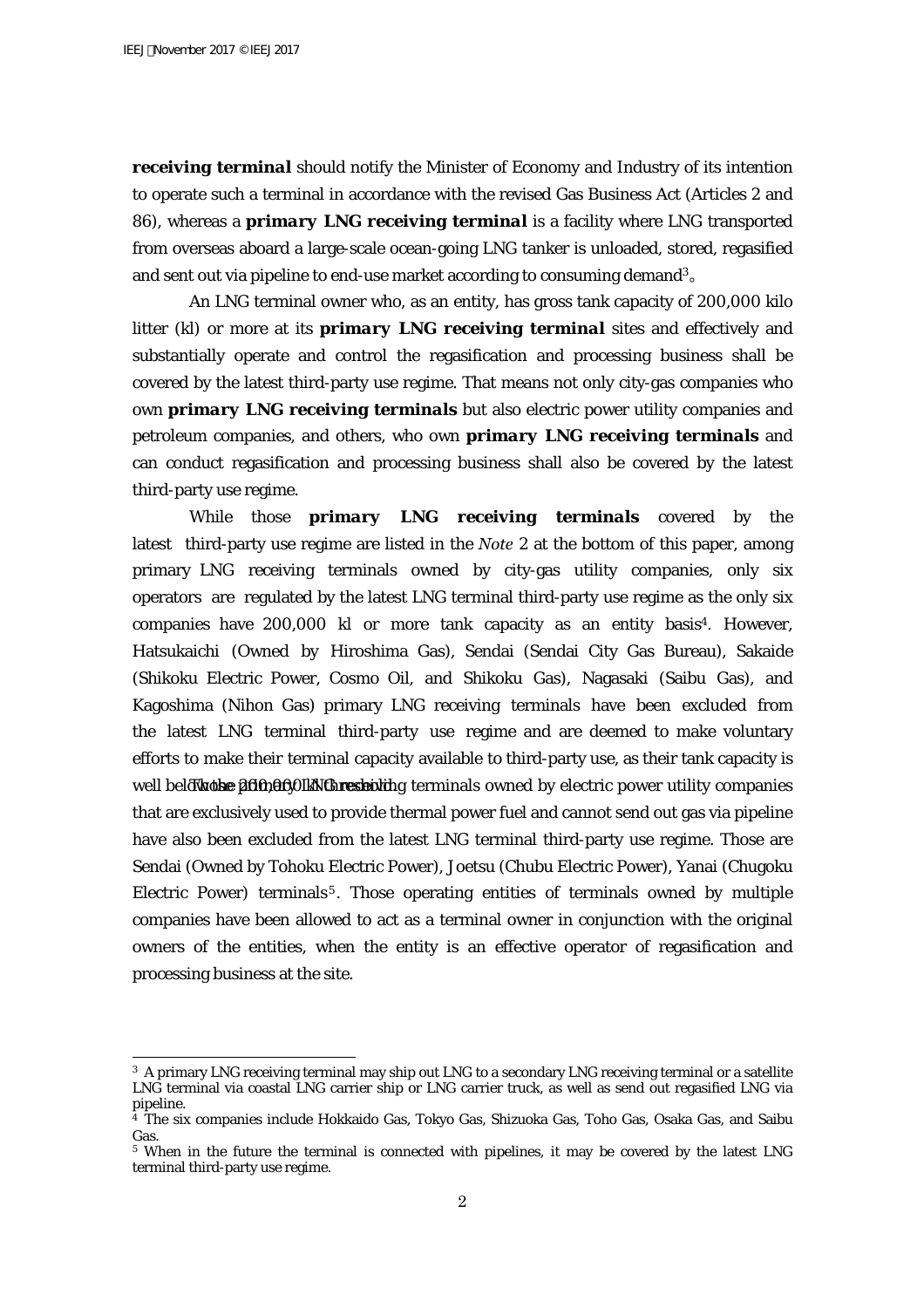**receiving terminal** should notify the Minister of Economy and Industry of its intention to operate such a terminal in accordance with the revised Gas Business Act (Articles 2 and 86), whereas a ***primary* LNG receiving terminal** is a facility where LNG transported from overseas aboard a large-scale ocean-going LNG tanker is unloaded, stored, regasified and sent out via pipeline to end-use market according to consuming demand[3]。

An LNG terminal owner who, as an entity, has gross tank capacity of 200,000 kilo litter (kl) or more at its ***primary* LNG receiving terminal** sites and effectively and substantially operate and control the regasification and processing business shall be covered by the latest third-party use regime. That means not only city-gas companies who own ***primary* LNG receiving terminals** but also electric power utility companies and petroleum companies, and others, who own ***primary* LNG receiving terminals** and can conduct regasification and processing business shall also be covered by the latest third-party use regime.

While those ***primary* LNG receiving terminals** covered by the latest third-party use regime are listed in the *Note* 2 at the bottom of this paper, among primary LNG receiving terminals owned by city-gas utility companies, only six operators are regulated by the latest LNG terminal third-party use regime as the only six companies have 200,000 kl or more tank capacity as an entity basis[4]. However, Hatsukaichi (Owned by Hiroshima Gas), Sendai (Sendai City Gas Bureau), Sakaide (Shikoku Electric Power, Cosmo Oil, and Shikoku Gas), Nagasaki (Saibu Gas), and Kagoshima (Nihon Gas) primary LNG receiving terminals have been excluded from the latest LNG terminal third-party use regime and are deemed to make voluntary efforts to make their terminal capacity available to third-party use, as their tank capacity is well below the 200,000 kl threshold. Those primary LNG receiving terminals owned by electric power utility companies that are exclusively used to provide thermal power fuel and cannot send out gas via pipeline have also been excluded from the latest LNG terminal third-party use regime. Those are Sendai (Owned by Tohoku Electric Power), Joetsu (Chubu Electric Power), Yanai (Chugoku Electric Power) terminals[5]. Those operating entities of terminals owned by multiple companies have been allowed to act as a terminal owner in conjunction with the original owners of the entities, when the entity is an effective operator of regasification and processing business at the site.

---

[3] A primary LNG receiving terminal may ship out LNG to a secondary LNG receiving terminal or a satellite LNG terminal via coastal LNG carrier ship or LNG carrier truck, as well as send out regasified LNG via pipeline.

[4] The six companies include Hokkaido Gas, Tokyo Gas, Shizuoka Gas, Toho Gas, Osaka Gas, and Saibu Gas.

[5] When in the future the terminal is connected with pipelines, it may be covered by the latest LNG terminal third-party use regime.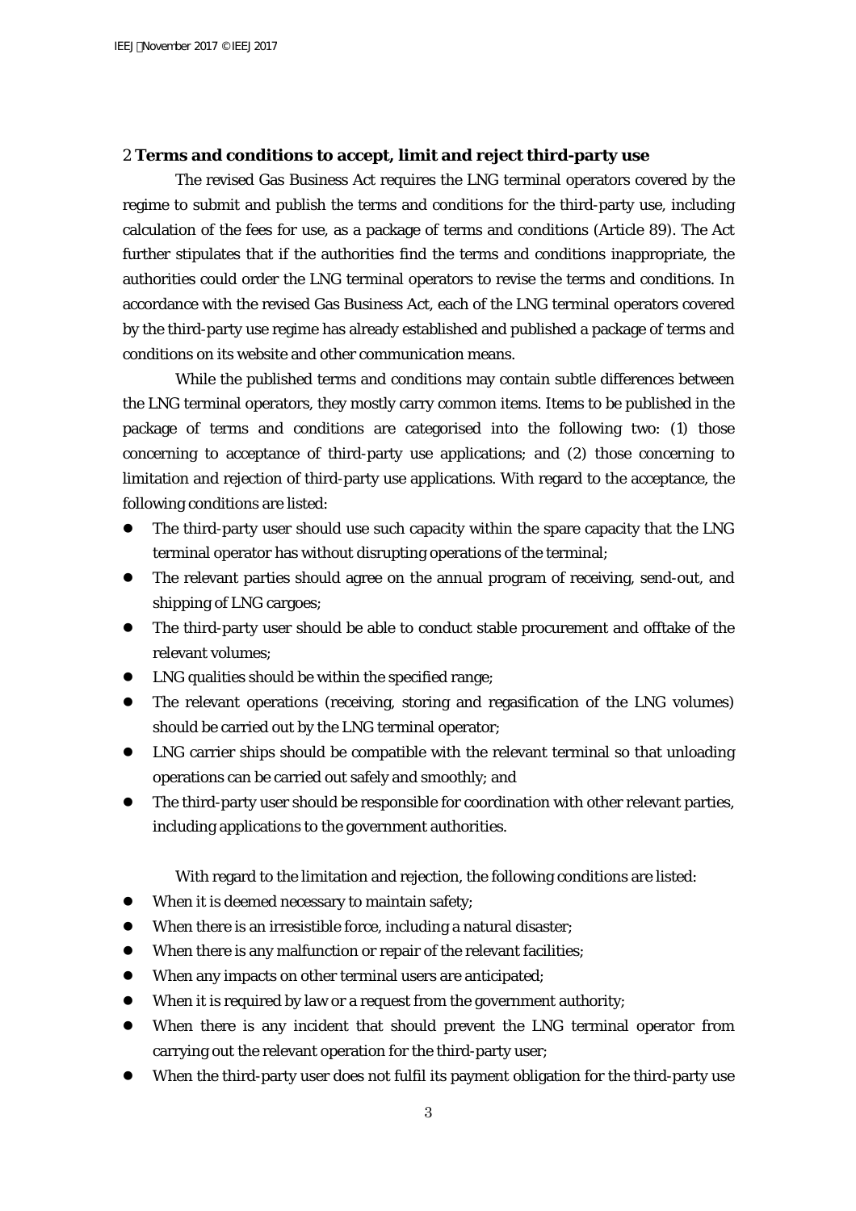## 2 Terms and conditions to accept, limit and reject third-party use

The revised Gas Business Act requires the LNG terminal operators covered by the regime to submit and publish the terms and conditions for the third-party use, including calculation of the fees for use, as a package of terms and conditions (Article 89). The Act further stipulates that if the authorities find the terms and conditions inappropriate, the authorities could order the LNG terminal operators to revise the terms and conditions. In accordance with the revised Gas Business Act, each of the LNG terminal operators covered by the third-party use regime has already established and published a package of terms and conditions on its website and other communication means.

While the published terms and conditions may contain subtle differences between the LNG terminal operators, they mostly carry common items. Items to be published in the package of terms and conditions are categorised into the following two: (1) those concerning to acceptance of third-party use applications; and (2) those concerning to limitation and rejection of third-party use applications. With regard to the acceptance, the following conditions are listed:

- The third-party user should use such capacity within the spare capacity that the LNG terminal operator has without disrupting operations of the terminal;
- The relevant parties should agree on the annual program of receiving, send-out, and shipping of LNG cargoes;
- The third-party user should be able to conduct stable procurement and offtake of the relevant volumes;
- LNG qualities should be within the specified range;
- The relevant operations (receiving, storing and regasification of the LNG volumes) should be carried out by the LNG terminal operator;
- LNG carrier ships should be compatible with the relevant terminal so that unloading operations can be carried out safely and smoothly; and
- The third-party user should be responsible for coordination with other relevant parties, including applications to the government authorities.

With regard to the limitation and rejection, the following conditions are listed:

- When it is deemed necessary to maintain safety;
- When there is an irresistible force, including a natural disaster;
- When there is any malfunction or repair of the relevant facilities;
- When any impacts on other terminal users are anticipated;
- When it is required by law or a request from the government authority;
- When there is any incident that should prevent the LNG terminal operator from carrying out the relevant operation for the third-party user;
- When the third-party user does not fulfil its payment obligation for the third-party use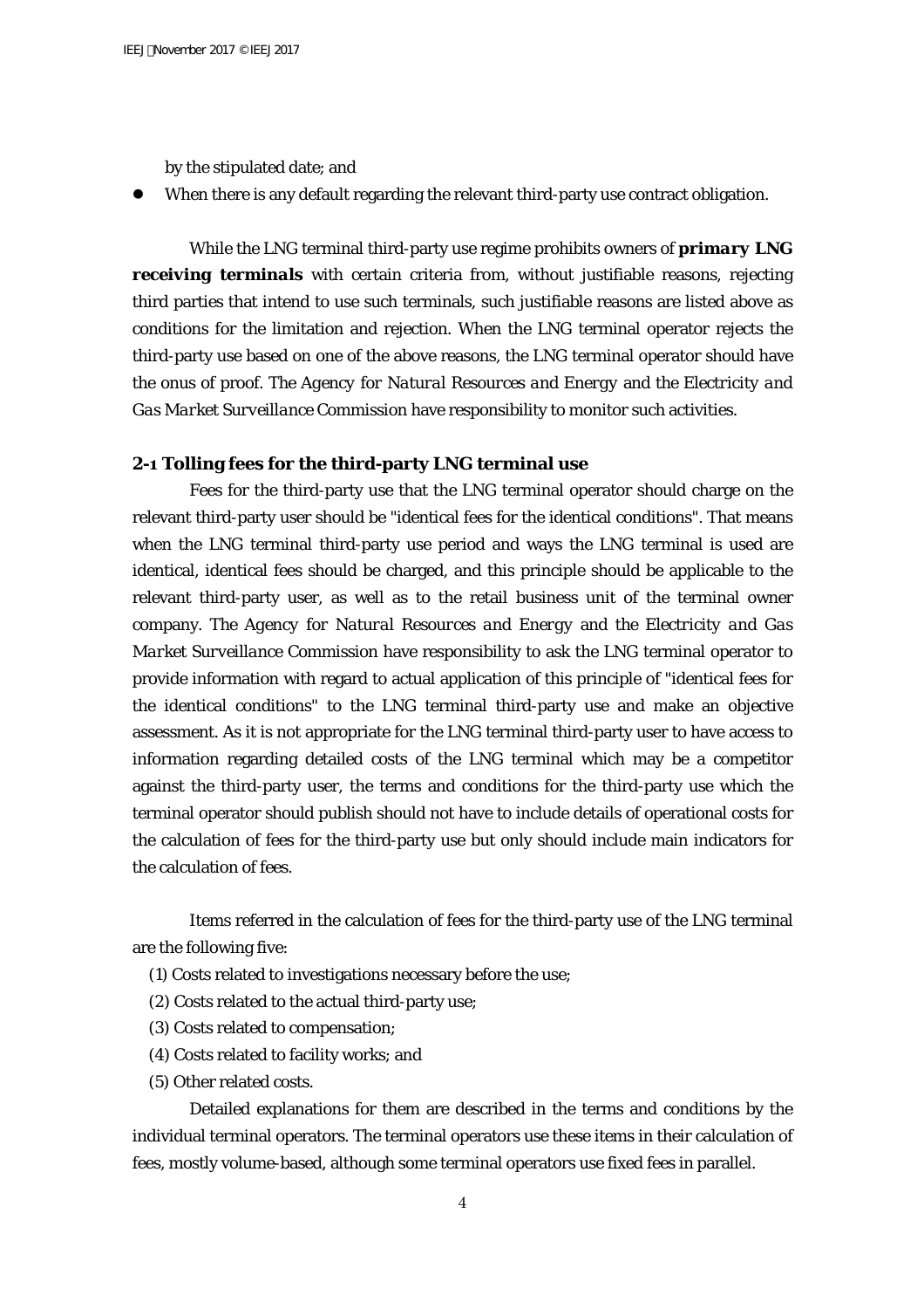by the stipulated date; and

- When there is any default regarding the relevant third-party use contract obligation.

While the LNG terminal third-party use regime prohibits owners of ***primary LNG receiving terminals*** with certain criteria from, without justifiable reasons, rejecting third parties that intend to use such terminals, such justifiable reasons are listed above as conditions for the limitation and rejection. When the LNG terminal operator rejects the third-party use based on one of the above reasons, the LNG terminal operator should have the onus of proof. The *Agency for Natural Resources and Energy* and the *Electricity and Gas Market Surveillance Commission* have responsibility to monitor such activities.

### 2-1 Tolling fees for the third-party LNG terminal use

Fees for the third-party use that the LNG terminal operator should charge on the relevant third-party user should be "identical fees for the identical conditions". That means when the LNG terminal third-party use period and ways the LNG terminal is used are identical, identical fees should be charged, and this principle should be applicable to the relevant third-party user, as well as to the retail business unit of the terminal owner company. The *Agency for Natural Resources and Energy* and the *Electricity and Gas Market Surveillance Commission* have responsibility to ask the LNG terminal operator to provide information with regard to actual application of this principle of "identical fees for the identical conditions" to the LNG terminal third-party use and make an objective assessment. As it is not appropriate for the LNG terminal third-party user to have access to information regarding detailed costs of the LNG terminal which may be a competitor against the third-party user, the terms and conditions for the third-party use which the terminal operator should publish should not have to include details of operational costs for the calculation of fees for the third-party use but only should include main indicators for the calculation of fees.

Items referred in the calculation of fees for the third-party use of the LNG terminal are the following five:

(1) Costs related to investigations necessary before the use;
(2) Costs related to the actual third-party use;
(3) Costs related to compensation;
(4) Costs related to facility works; and
(5) Other related costs.

Detailed explanations for them are described in the terms and conditions by the individual terminal operators. The terminal operators use these items in their calculation of fees, mostly volume-based, although some terminal operators use fixed fees in parallel.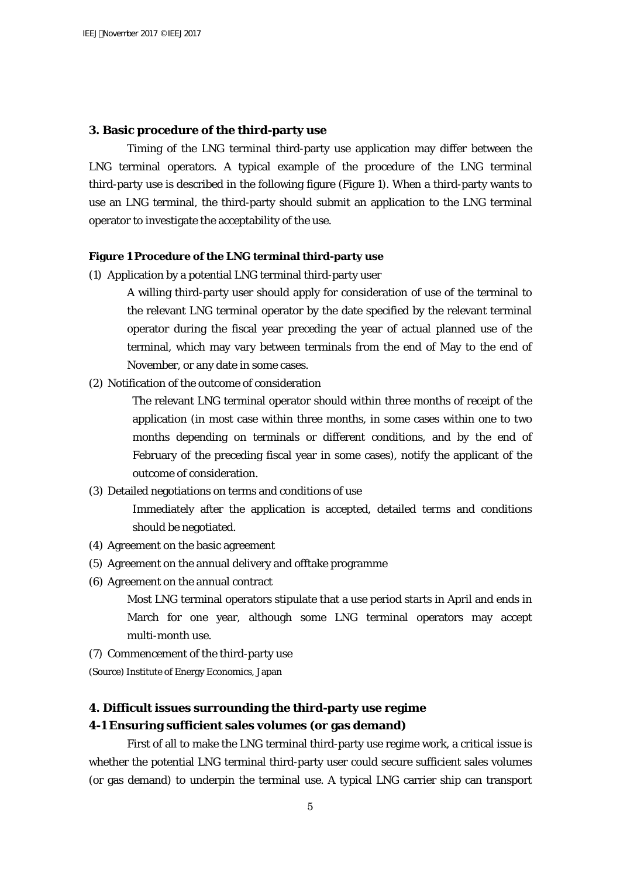## 3. Basic procedure of the third-party use

Timing of the LNG terminal third-party use application may differ between the LNG terminal operators. A typical example of the procedure of the LNG terminal third-party use is described in the following figure (Figure 1). When a third-party wants to use an LNG terminal, the third-party should submit an application to the LNG terminal operator to investigate the acceptability of the use.

**Figure 1 Procedure of the LNG terminal third-party use**

(1) Application by a potential LNG terminal third-party user

A willing third-party user should apply for consideration of use of the terminal to the relevant LNG terminal operator by the date specified by the relevant terminal operator during the fiscal year preceding the year of actual planned use of the terminal, which may vary between terminals from the end of May to the end of November, or any date in some cases.

(2) Notification of the outcome of consideration

The relevant LNG terminal operator should within three months of receipt of the application (in most case within three months, in some cases within one to two months depending on terminals or different conditions, and by the end of February of the preceding fiscal year in some cases), notify the applicant of the outcome of consideration.

(3) Detailed negotiations on terms and conditions of use

Immediately after the application is accepted, detailed terms and conditions should be negotiated.

(4) Agreement on the basic agreement

(5) Agreement on the annual delivery and offtake programme

(6) Agreement on the annual contract

Most LNG terminal operators stipulate that a use period starts in April and ends in March for one year, although some LNG terminal operators may accept multi-month use.

(7) Commencement of the third-party use

(Source) Institute of Energy Economics, Japan

## 4. Difficult issues surrounding the third-party use regime

### 4-1 Ensuring sufficient sales volumes (or gas demand)

First of all to make the LNG terminal third-party use regime work, a critical issue is whether the potential LNG terminal third-party user could secure sufficient sales volumes (or gas demand) to underpin the terminal use. A typical LNG carrier ship can transport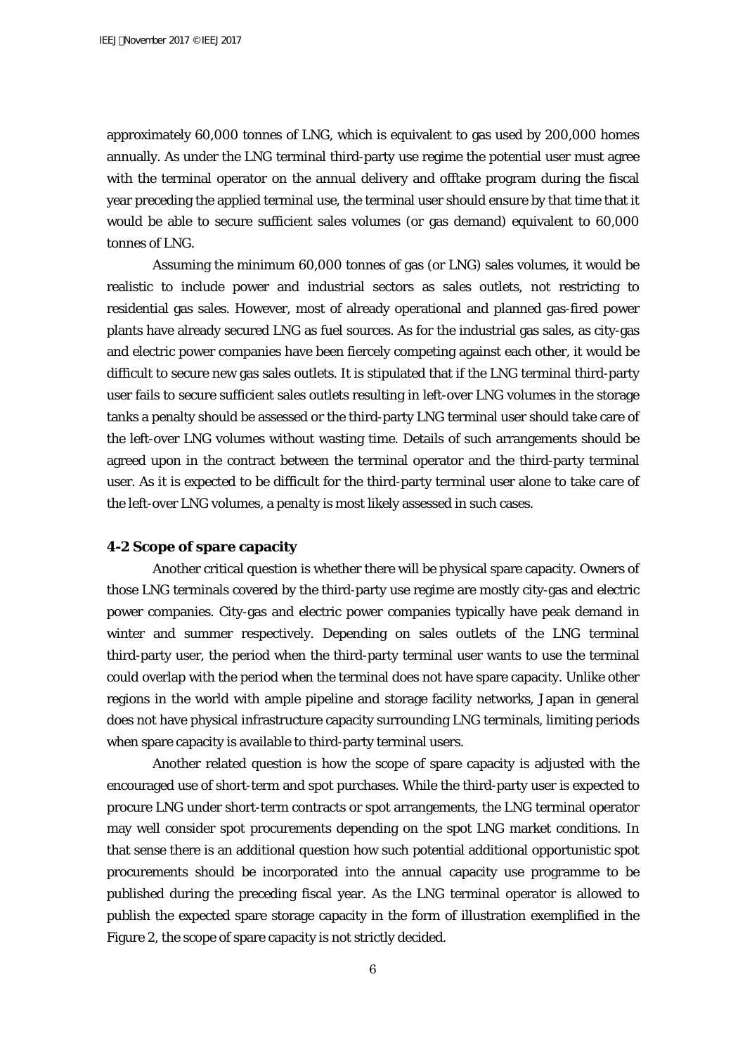approximately 60,000 tonnes of LNG, which is equivalent to gas used by 200,000 homes annually. As under the LNG terminal third-party use regime the potential user must agree with the terminal operator on the annual delivery and offtake program during the fiscal year preceding the applied terminal use, the terminal user should ensure by that time that it would be able to secure sufficient sales volumes (or gas demand) equivalent to 60,000 tonnes of LNG.

Assuming the minimum 60,000 tonnes of gas (or LNG) sales volumes, it would be realistic to include power and industrial sectors as sales outlets, not restricting to residential gas sales. However, most of already operational and planned gas-fired power plants have already secured LNG as fuel sources. As for the industrial gas sales, as city-gas and electric power companies have been fiercely competing against each other, it would be difficult to secure new gas sales outlets. It is stipulated that if the LNG terminal third-party user fails to secure sufficient sales outlets resulting in left-over LNG volumes in the storage tanks a penalty should be assessed or the third-party LNG terminal user should take care of the left-over LNG volumes without wasting time. Details of such arrangements should be agreed upon in the contract between the terminal operator and the third-party terminal user. As it is expected to be difficult for the third-party terminal user alone to take care of the left-over LNG volumes, a penalty is most likely assessed in such cases.

### 4-2 Scope of spare capacity

Another critical question is whether there will be physical spare capacity. Owners of those LNG terminals covered by the third-party use regime are mostly city-gas and electric power companies. City-gas and electric power companies typically have peak demand in winter and summer respectively. Depending on sales outlets of the LNG terminal third-party user, the period when the third-party terminal user wants to use the terminal could overlap with the period when the terminal does not have spare capacity. Unlike other regions in the world with ample pipeline and storage facility networks, Japan in general does not have physical infrastructure capacity surrounding LNG terminals, limiting periods when spare capacity is available to third-party terminal users.

Another related question is how the scope of spare capacity is adjusted with the encouraged use of short-term and spot purchases. While the third-party user is expected to procure LNG under short-term contracts or spot arrangements, the LNG terminal operator may well consider spot procurements depending on the spot LNG market conditions. In that sense there is an additional question how such potential additional opportunistic spot procurements should be incorporated into the annual capacity use programme to be published during the preceding fiscal year. As the LNG terminal operator is allowed to publish the expected spare storage capacity in the form of illustration exemplified in the Figure 2, the scope of spare capacity is not strictly decided.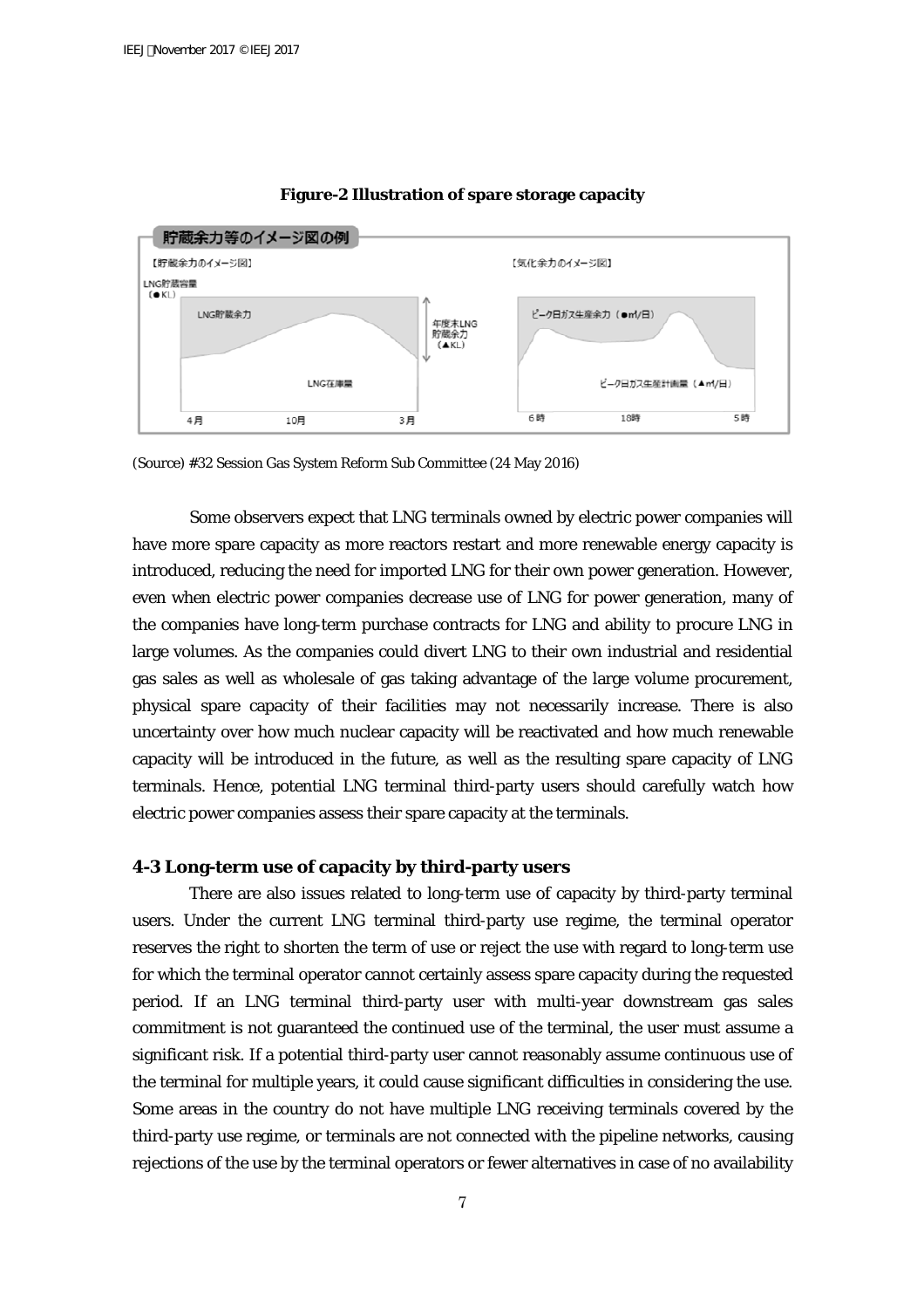**Figure-2 Illustration of spare storage capacity**

(Source) #32 Session Gas System Reform Sub Committee (24 May 2016)

Some observers expect that LNG terminals owned by electric power companies will have more spare capacity as more reactors restart and more renewable energy capacity is introduced, reducing the need for imported LNG for their own power generation. However, even when electric power companies decrease use of LNG for power generation, many of the companies have long-term purchase contracts for LNG and ability to procure LNG in large volumes. As the companies could divert LNG to their own industrial and residential gas sales as well as wholesale of gas taking advantage of the large volume procurement, physical spare capacity of their facilities may not necessarily increase. There is also uncertainty over how much nuclear capacity will be reactivated and how much renewable capacity will be introduced in the future, as well as the resulting spare capacity of LNG terminals. Hence, potential LNG terminal third-party users should carefully watch how electric power companies assess their spare capacity at the terminals.

### 4-3 Long-term use of capacity by third-party users

There are also issues related to long-term use of capacity by third-party terminal users. Under the current LNG terminal third-party use regime, the terminal operator reserves the right to shorten the term of use or reject the use with regard to long-term use for which the terminal operator cannot certainly assess spare capacity during the requested period. If an LNG terminal third-party user with multi-year downstream gas sales commitment is not guaranteed the continued use of the terminal, the user must assume a significant risk. If a potential third-party user cannot reasonably assume continuous use of the terminal for multiple years, it could cause significant difficulties in considering the use. Some areas in the country do not have multiple LNG receiving terminals covered by the third-party use regime, or terminals are not connected with the pipeline networks, causing rejections of the use by the terminal operators or fewer alternatives in case of no availability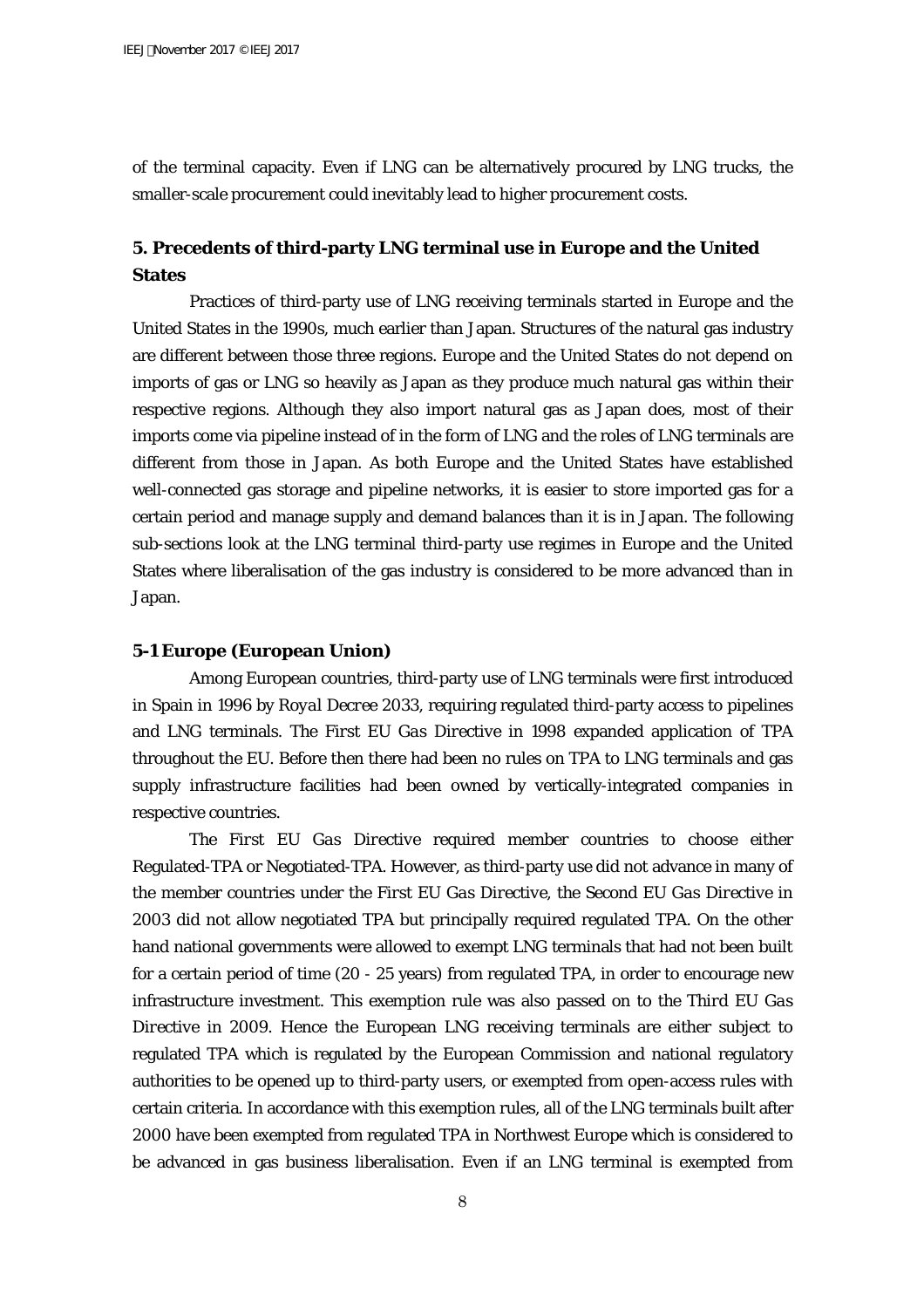of the terminal capacity. Even if LNG can be alternatively procured by LNG trucks, the smaller-scale procurement could inevitably lead to higher procurement costs.

## 5. Precedents of third-party LNG terminal use in Europe and the United States

Practices of third-party use of LNG receiving terminals started in Europe and the United States in the 1990s, much earlier than Japan. Structures of the natural gas industry are different between those three regions. Europe and the United States do not depend on imports of gas or LNG so heavily as Japan as they produce much natural gas within their respective regions. Although they also import natural gas as Japan does, most of their imports come via pipeline instead of in the form of LNG and the roles of LNG terminals are different from those in Japan. As both Europe and the United States have established well-connected gas storage and pipeline networks, it is easier to store imported gas for a certain period and manage supply and demand balances than it is in Japan. The following sub-sections look at the LNG terminal third-party use regimes in Europe and the United States where liberalisation of the gas industry is considered to be more advanced than in Japan.

### 5-1 Europe (European Union)

Among European countries, third-party use of LNG terminals were first introduced in Spain in 1996 by *Royal Decree 2033*, requiring regulated third-party access to pipelines and LNG terminals. The *First EU Gas Directive* in 1998 expanded application of TPA throughout the EU. Before then there had been no rules on TPA to LNG terminals and gas supply infrastructure facilities had been owned by vertically-integrated companies in respective countries.

The *First EU Gas Directive* required member countries to choose either Regulated-TPA or Negotiated-TPA. However, as third-party use did not advance in many of the member countries under the *First EU Gas Directive*, the *Second EU Gas Directive* in 2003 did not allow negotiated TPA but principally required regulated TPA. On the other hand national governments were allowed to exempt LNG terminals that had not been built for a certain period of time (20 - 25 years) from regulated TPA, in order to encourage new infrastructure investment. This exemption rule was also passed on to the *Third EU Gas Directive* in 2009. Hence the European LNG receiving terminals are either subject to regulated TPA which is regulated by the European Commission and national regulatory authorities to be opened up to third-party users, or exempted from open-access rules with certain criteria. In accordance with this exemption rules, all of the LNG terminals built after 2000 have been exempted from regulated TPA in Northwest Europe which is considered to be advanced in gas business liberalisation. Even if an LNG terminal is exempted from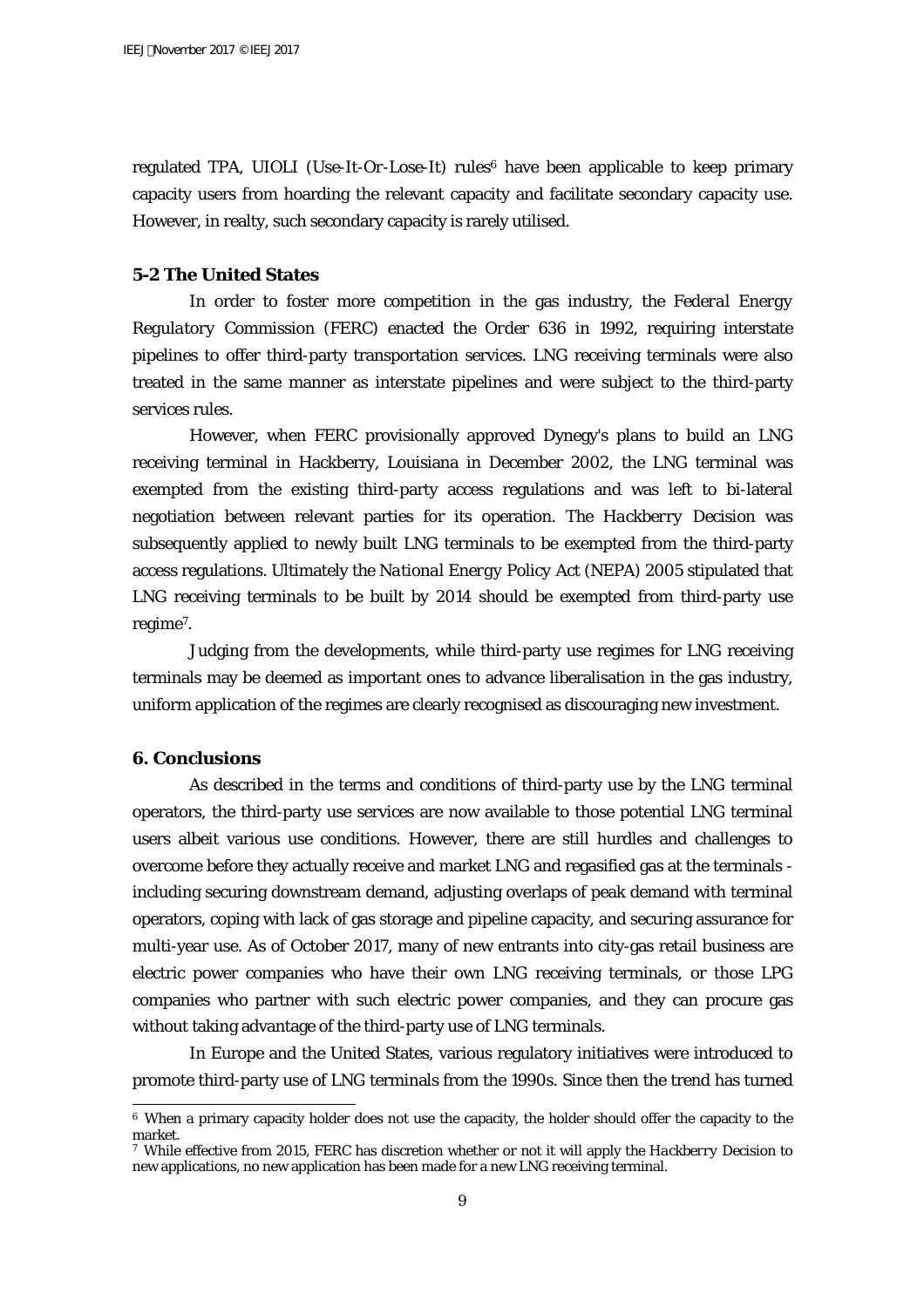regulated TPA, UIOLI (Use-It-Or-Lose-It) rules[6] have been applicable to keep primary capacity users from hoarding the relevant capacity and facilitate secondary capacity use. However, in realty, such secondary capacity is rarely utilised.

### 5-2 The United States

In order to foster more competition in the gas industry, the *Federal Energy Regulatory Commission* (FERC) enacted the *Order 636* in 1992, requiring interstate pipelines to offer third-party transportation services. LNG receiving terminals were also treated in the same manner as interstate pipelines and were subject to the third-party services rules.

However, when FERC provisionally approved Dynegy's plans to build an LNG receiving terminal in Hackberry, Louisiana in December 2002, the LNG terminal was exempted from the existing third-party access regulations and was left to bi-lateral negotiation between relevant parties for its operation. The *Hackberry Decision* was subsequently applied to newly built LNG terminals to be exempted from the third-party access regulations. Ultimately the *National Energy Policy Act* (NEPA) *2005* stipulated that LNG receiving terminals to be built by 2014 should be exempted from third-party use regime[7].

Judging from the developments, while third-party use regimes for LNG receiving terminals may be deemed as important ones to advance liberalisation in the gas industry, uniform application of the regimes are clearly recognised as discouraging new investment.

## 6. Conclusions

As described in the terms and conditions of third-party use by the LNG terminal operators, the third-party use services are now available to those potential LNG terminal users albeit various use conditions. However, there are still hurdles and challenges to overcome before they actually receive and market LNG and regasified gas at the terminals - including securing downstream demand, adjusting overlaps of peak demand with terminal operators, coping with lack of gas storage and pipeline capacity, and securing assurance for multi-year use. As of October 2017, many of new entrants into city-gas retail business are electric power companies who have their own LNG receiving terminals, or those LPG companies who partner with such electric power companies, and they can procure gas without taking advantage of the third-party use of LNG terminals.

In Europe and the United States, various regulatory initiatives were introduced to promote third-party use of LNG terminals from the 1990s. Since then the trend has turned

---

[6] When a primary capacity holder does not use the capacity, the holder should offer the capacity to the market.

[7] While effective from 2015, FERC has discretion whether or not it will apply the *Hackberry* Decision to new applications, no new application has been made for a new LNG receiving terminal.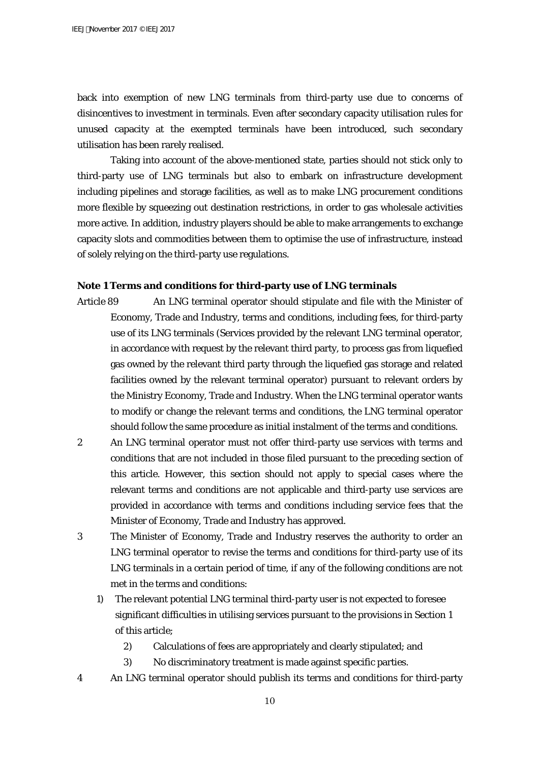back into exemption of new LNG terminals from third-party use due to concerns of disincentives to investment in terminals. Even after secondary capacity utilisation rules for unused capacity at the exempted terminals have been introduced, such secondary utilisation has been rarely realised.

Taking into account of the above-mentioned state, parties should not stick only to third-party use of LNG terminals but also to embark on infrastructure development including pipelines and storage facilities, as well as to make LNG procurement conditions more flexible by squeezing out destination restrictions, in order to gas wholesale activities more active. In addition, industry players should be able to make arrangements to exchange capacity slots and commodities between them to optimise the use of infrastructure, instead of solely relying on the third-party use regulations.

**Note 1 Terms and conditions for third-party use of LNG terminals**

Article 89 An LNG terminal operator should stipulate and file with the Minister of Economy, Trade and Industry, terms and conditions, including fees, for third-party use of its LNG terminals (Services provided by the relevant LNG terminal operator, in accordance with request by the relevant third party, to process gas from liquefied gas owned by the relevant third party through the liquefied gas storage and related facilities owned by the relevant terminal operator) pursuant to relevant orders by the Ministry Economy, Trade and Industry. When the LNG terminal operator wants to modify or change the relevant terms and conditions, the LNG terminal operator should follow the same procedure as initial instalment of the terms and conditions.

2 An LNG terminal operator must not offer third-party use services with terms and conditions that are not included in those filed pursuant to the preceding section of this article. However, this section should not apply to special cases where the relevant terms and conditions are not applicable and third-party use services are provided in accordance with terms and conditions including service fees that the Minister of Economy, Trade and Industry has approved.

3 The Minister of Economy, Trade and Industry reserves the authority to order an LNG terminal operator to revise the terms and conditions for third-party use of its LNG terminals in a certain period of time, if any of the following conditions are not met in the terms and conditions:

1) The relevant potential LNG terminal third-party user is not expected to foresee significant difficulties in utilising services pursuant to the provisions in Section 1 of this article;
2) Calculations of fees are appropriately and clearly stipulated; and
3) No discriminatory treatment is made against specific parties.

4 An LNG terminal operator should publish its terms and conditions for third-party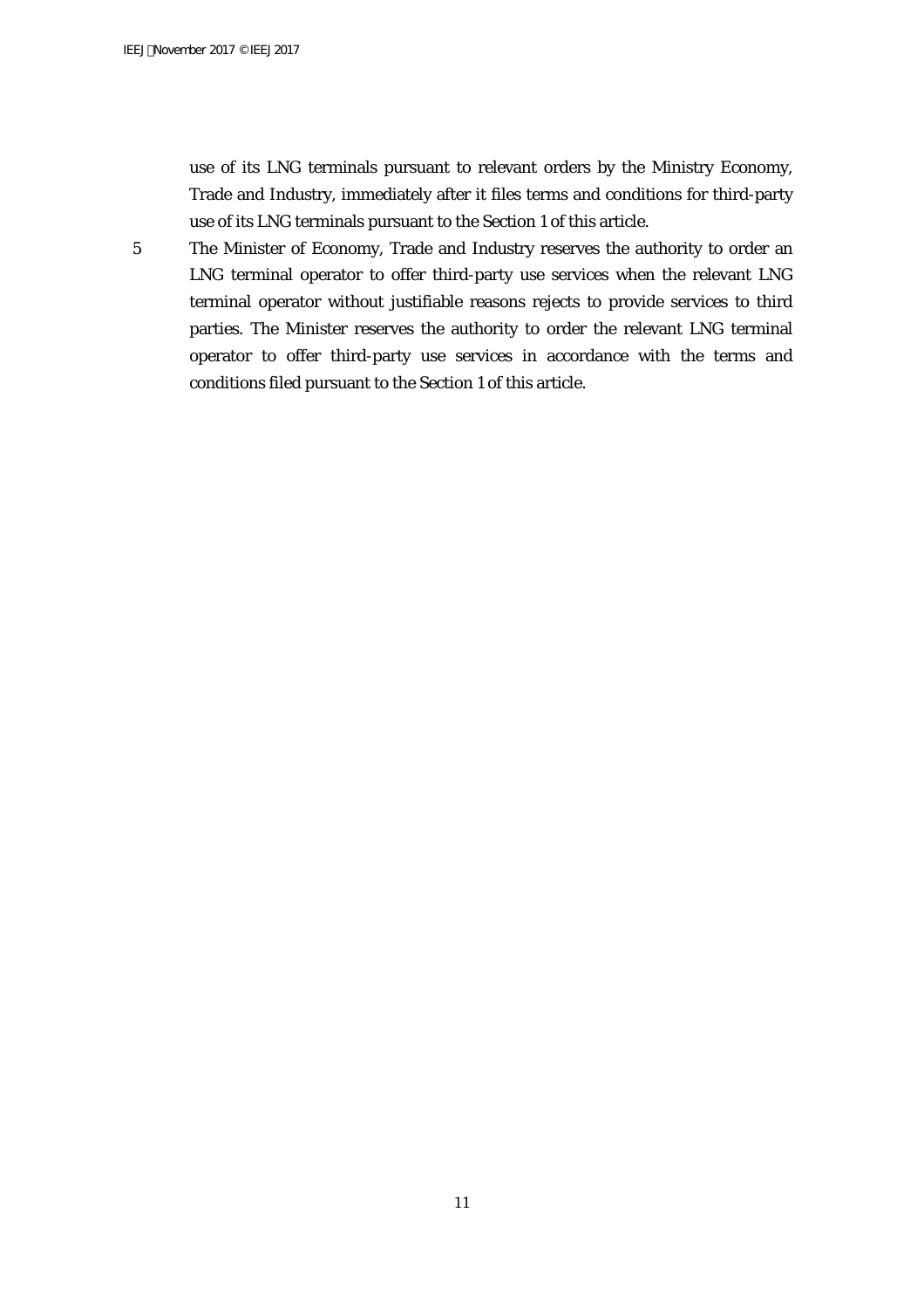use of its LNG terminals pursuant to relevant orders by the Ministry Economy, Trade and Industry, immediately after it files terms and conditions for third-party use of its LNG terminals pursuant to the Section 1 of this article.

5 The Minister of Economy, Trade and Industry reserves the authority to order an LNG terminal operator to offer third-party use services when the relevant LNG terminal operator without justifiable reasons rejects to provide services to third parties. The Minister reserves the authority to order the relevant LNG terminal operator to offer third-party use services in accordance with the terms and conditions filed pursuant to the Section 1 of this article.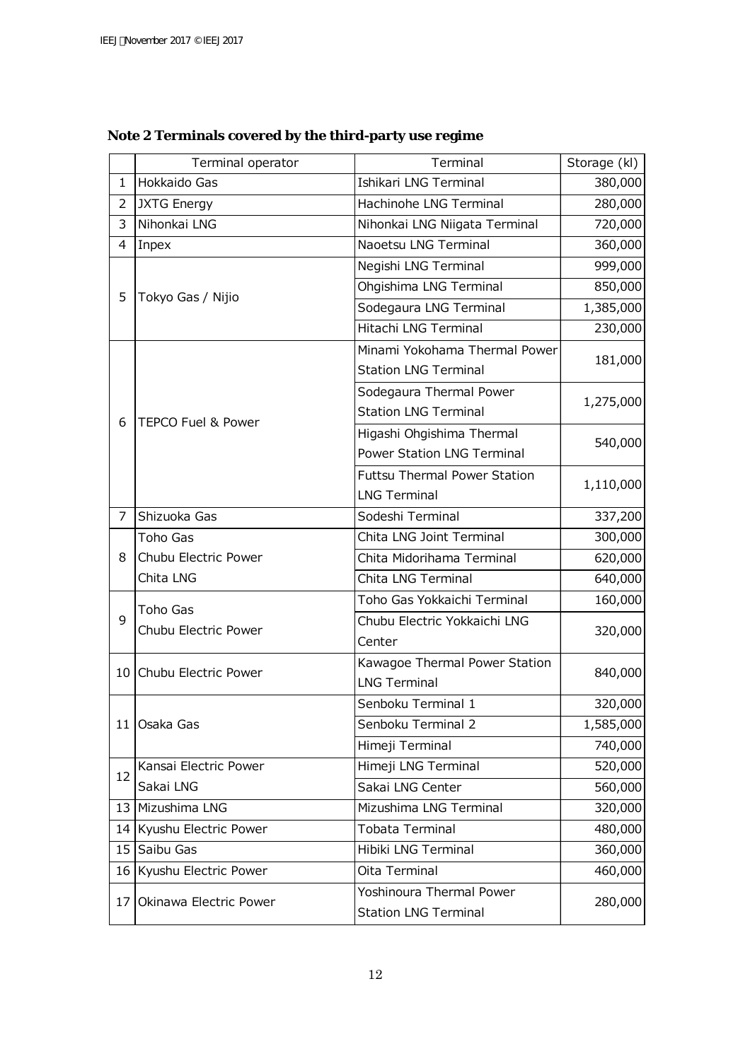**Note 2 Terminals covered by the third-party use regime**

| | Terminal operator | Terminal | Storage (kl) |
|---|---|---|---|
| 1 | Hokkaido Gas | Ishikari LNG Terminal | 380,000 |
| 2 | JXTG Energy | Hachinohe LNG Terminal | 280,000 |
| 3 | Nihonkai LNG | Nihonkai LNG Niigata Terminal | 720,000 |
| 4 | Inpex | Naoetsu LNG Terminal | 360,000 |
| 5 | Tokyo Gas / Nijio | Negishi LNG Terminal | 999,000 |
| | | Ohgishima LNG Terminal | 850,000 |
| | | Sodegaura LNG Terminal | 1,385,000 |
| | | Hitachi LNG Terminal | 230,000 |
| 6 | TEPCO Fuel & Power | Minami Yokohama Thermal Power Station LNG Terminal | 181,000 |
| | | Sodegaura Thermal Power Station LNG Terminal | 1,275,000 |
| | | Higashi Ohgishima Thermal Power Station LNG Terminal | 540,000 |
| | | Futtsu Thermal Power Station LNG Terminal | 1,110,000 |
| 7 | Shizuoka Gas | Sodeshi Terminal | 337,200 |
| 8 | Toho Gas<br>Chubu Electric Power<br>Chita LNG | Chita LNG Joint Terminal | 300,000 |
| | | Chita Midorihama Terminal | 620,000 |
| | | Chita LNG Terminal | 640,000 |
| 9 | Toho Gas<br>Chubu Electric Power | Toho Gas Yokkaichi Terminal | 160,000 |
| | | Chubu Electric Yokkaichi LNG Center | 320,000 |
| 10 | Chubu Electric Power | Kawagoe Thermal Power Station LNG Terminal | 840,000 |
| 11 | Osaka Gas | Senboku Terminal 1 | 320,000 |
| | | Senboku Terminal 2 | 1,585,000 |
| | | Himeji Terminal | 740,000 |
| 12 | Kansai Electric Power<br>Sakai LNG | Himeji LNG Terminal | 520,000 |
| | | Sakai LNG Center | 560,000 |
| 13 | Mizushima LNG | Mizushima LNG Terminal | 320,000 |
| 14 | Kyushu Electric Power | Tobata Terminal | 480,000 |
| 15 | Saibu Gas | Hibiki LNG Terminal | 360,000 |
| 16 | Kyushu Electric Power | Oita Terminal | 460,000 |
| 17 | Okinawa Electric Power | Yoshinoura Thermal Power Station LNG Terminal | 280,000 |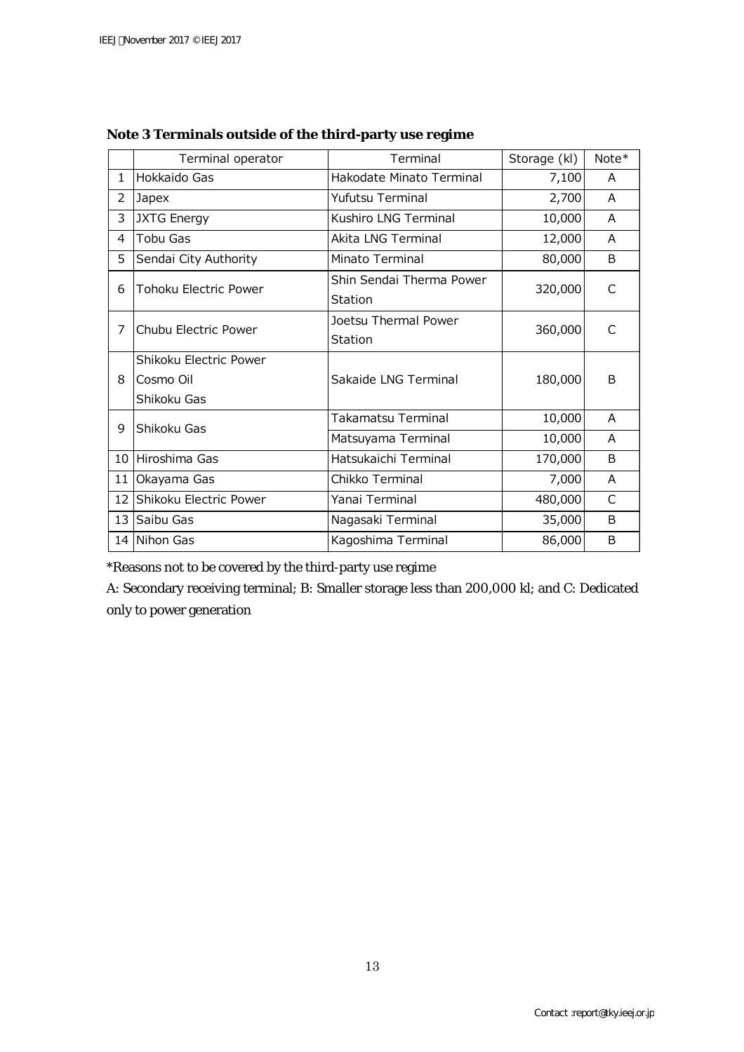### Note 3 Terminals outside of the third-party use regime

| | Terminal operator | Terminal | Storage (kl) | Note* |
|---|---|---|---|---|
| 1 | Hokkaido Gas | Hakodate Minato Terminal | 7,100 | A |
| 2 | Japex | Yufutsu Terminal | 2,700 | A |
| 3 | JXTG Energy | Kushiro LNG Terminal | 10,000 | A |
| 4 | Tobu Gas | Akita LNG Terminal | 12,000 | A |
| 5 | Sendai City Authority | Minato Terminal | 80,000 | B |
| 6 | Tohoku Electric Power | Shin Sendai Therma Power Station | 320,000 | C |
| 7 | Chubu Electric Power | Joetsu Thermal Power Station | 360,000 | C |
| 8 | Shikoku Electric Power<br>Cosmo Oil<br>Shikoku Gas | Sakaide LNG Terminal | 180,000 | B |
| 9 | Shikoku Gas | Takamatsu Terminal | 10,000 | A |
| | | Matsuyama Terminal | 10,000 | A |
| 10 | Hiroshima Gas | Hatsukaichi Terminal | 170,000 | B |
| 11 | Okayama Gas | Chikko Terminal | 7,000 | A |
| 12 | Shikoku Electric Power | Yanai Terminal | 480,000 | C |
| 13 | Saibu Gas | Nagasaki Terminal | 35,000 | B |
| 14 | Nihon Gas | Kagoshima Terminal | 86,000 | B |

*Reasons not to be covered by the third-party use regime

A: Secondary receiving terminal; B: Smaller storage less than 200,000 kl; and C: Dedicated only to power generation